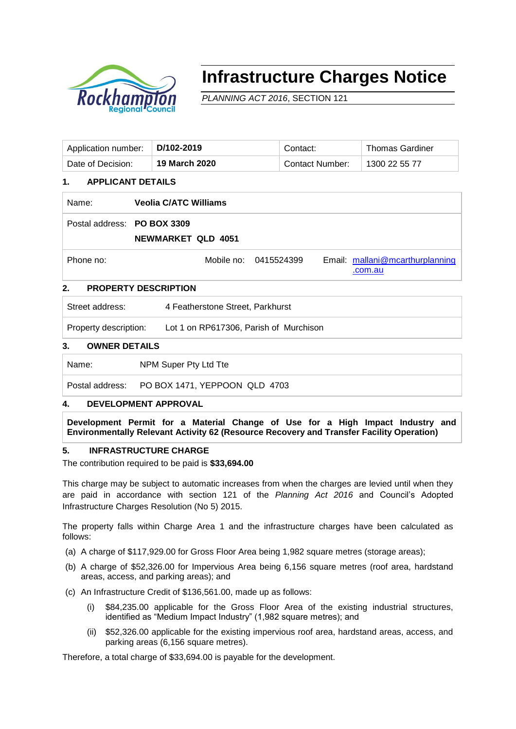# Infrastructure Charges Notice

*PLANNING ACT 2016*, SECTION 121

| Application number: | **D/102-2019** | Contact: | Thomas Gardiner |
|---|---|---|---|
| Date of Decision: | **19 March 2020** | Contact Number: | 1300 22 55 77 |

## 1. APPLICANT DETAILS

| | |
|---|---|
| Name: | **Veolia C/ATC Williams** |
| Postal address: | **PO BOX 3309**<br>**NEWMARKET QLD 4051** |
| Phone no: | Mobile no: 0415524399 &nbsp;&nbsp; Email: mallani@mcarthurplanning.com.au |

## 2. PROPERTY DESCRIPTION

| | |
|---|---|
| Street address: | 4 Featherstone Street, Parkhurst |
| Property description: | Lot 1 on RP617306, Parish of Murchison |

## 3. OWNER DETAILS

| | |
|---|---|
| Name: | NPM Super Pty Ltd Tte |
| Postal address: | PO BOX 1471, YEPPOON QLD 4703 |

## 4. DEVELOPMENT APPROVAL

**Development Permit for a Material Change of Use for a High Impact Industry and Environmentally Relevant Activity 62 (Resource Recovery and Transfer Facility Operation)**

## 5. INFRASTRUCTURE CHARGE

The contribution required to be paid is **$33,694.00**

This charge may be subject to automatic increases from when the charges are levied until when they are paid in accordance with section 121 of the *Planning Act 2016* and Council's Adopted Infrastructure Charges Resolution (No 5) 2015.

The property falls within Charge Area 1 and the infrastructure charges have been calculated as follows:

(a) A charge of $117,929.00 for Gross Floor Area being 1,982 square metres (storage areas);

(b) A charge of $52,326.00 for Impervious Area being 6,156 square metres (roof area, hardstand areas, access, and parking areas); and

(c) An Infrastructure Credit of $136,561.00, made up as follows:

   (i) $84,235.00 applicable for the Gross Floor Area of the existing industrial structures, identified as "Medium Impact Industry" (1,982 square metres); and

   (ii) $52,326.00 applicable for the existing impervious roof area, hardstand areas, access, and parking areas (6,156 square metres).

Therefore, a total charge of $33,694.00 is payable for the development.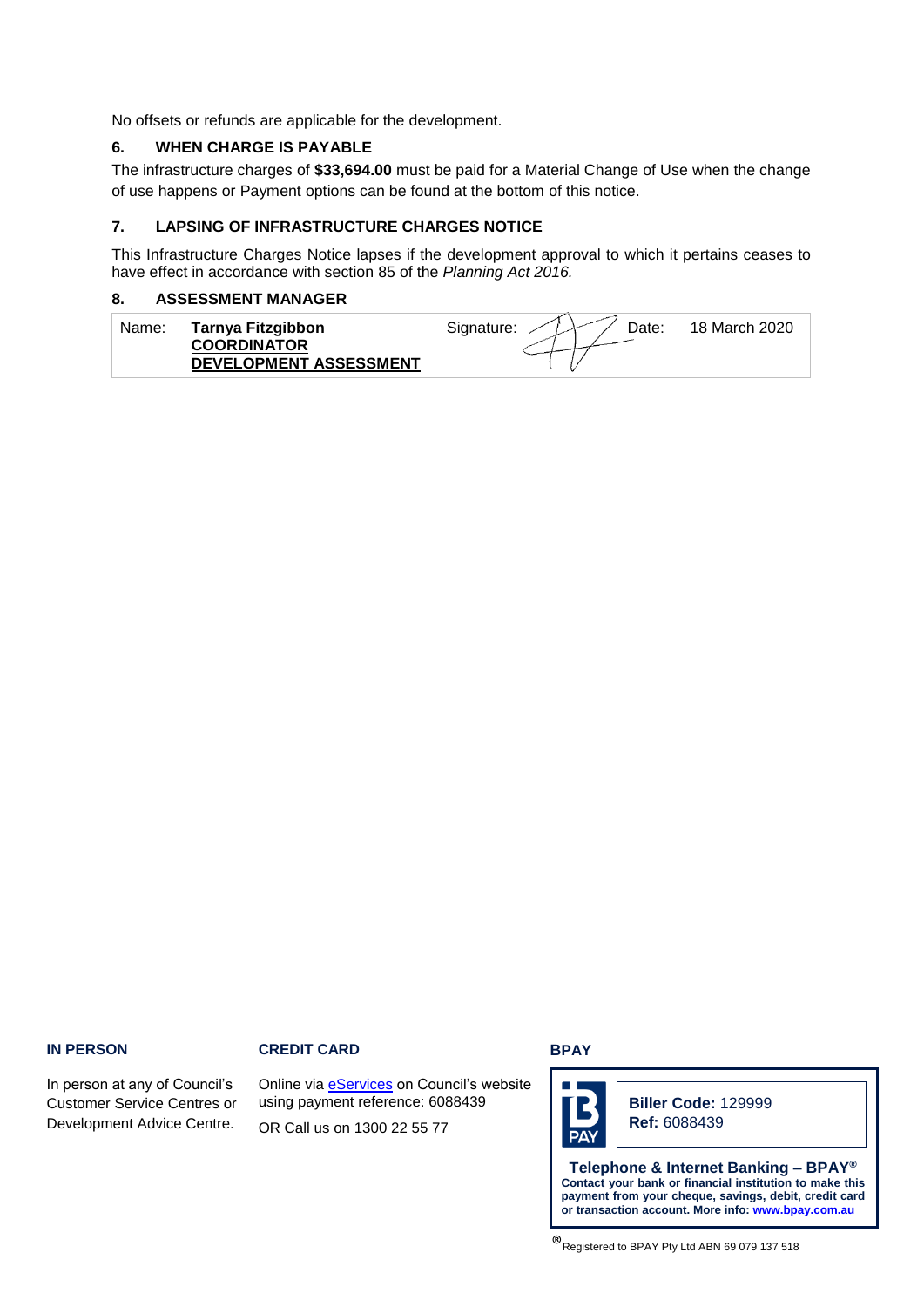No offsets or refunds are applicable for the development.

## 6. WHEN CHARGE IS PAYABLE

The infrastructure charges of **$33,694.00** must be paid for a Material Change of Use when the change of use happens or Payment options can be found at the bottom of this notice.

## 7. LAPSING OF INFRASTRUCTURE CHARGES NOTICE

This Infrastructure Charges Notice lapses if the development approval to which it pertains ceases to have effect in accordance with section 85 of the *Planning Act 2016.*

## 8. ASSESSMENT MANAGER

| | | | | | |
|---|---|---|---|---|---|
| Name: | **Tarnya Fitzgibbon** **COORDINATOR DEVELOPMENT ASSESSMENT** | Signature: | | Date: | 18 March 2020 |

**IN PERSON**

In person at any of Council's Customer Service Centres or Development Advice Centre.

**CREDIT CARD**

Online via eServices on Council's website using payment reference: 6088439

OR Call us on 1300 22 55 77

**BPAY**

**Biller Code:** 129999
**Ref:** 6088439

**Telephone & Internet Banking – BPAY®**
**Contact your bank or financial institution to make this payment from your cheque, savings, debit, credit card or transaction account. More info: www.bpay.com.au**

® Registered to BPAY Pty Ltd ABN 69 079 137 518